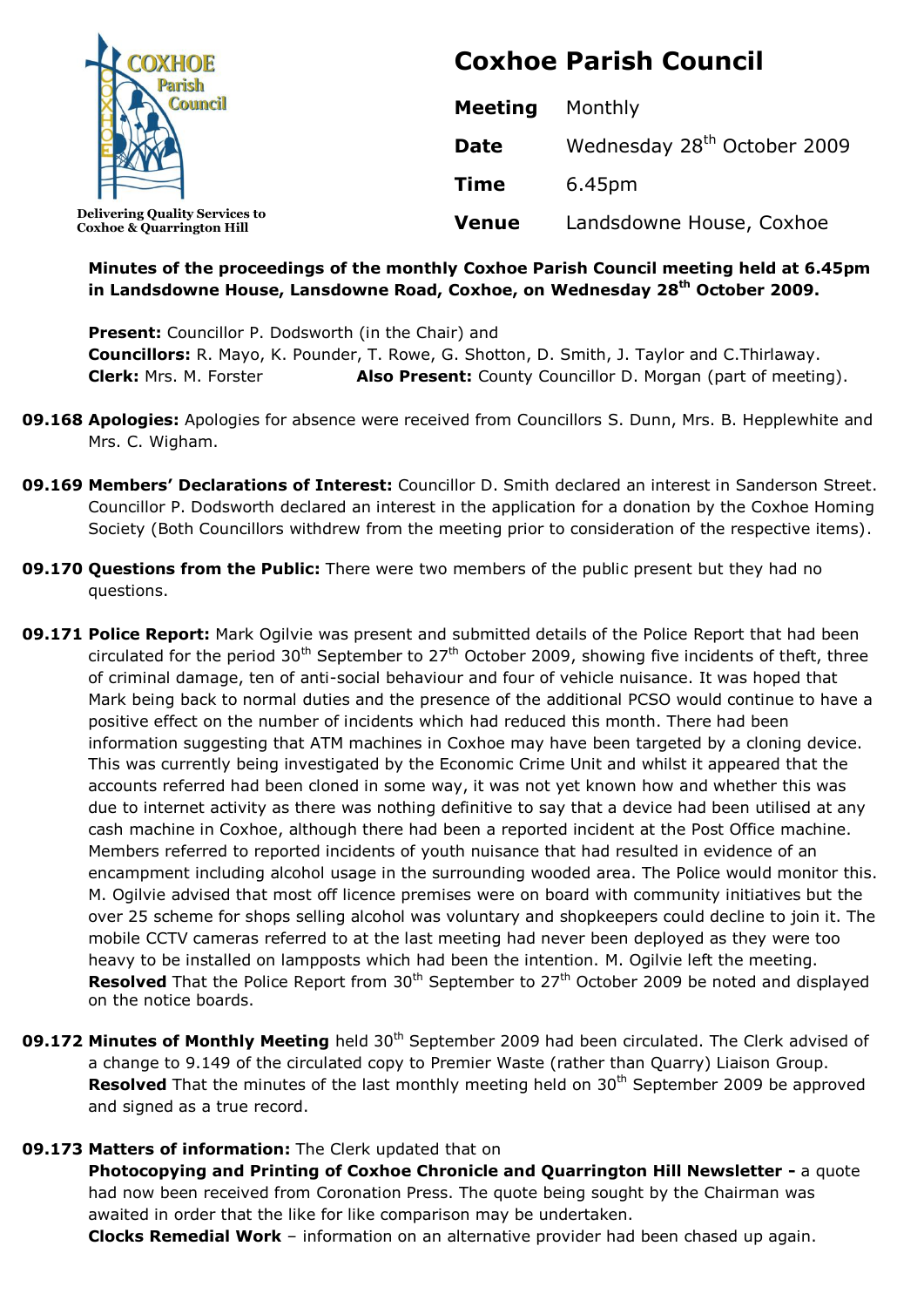COXHOE Parish Council

Delivering Quality Services to Coxhoe & Quarrington Hill

# Coxhoe Parish Council

| | |
|---|---|
| **Meeting** | Monthly |
| **Date** | Wednesday 28th October 2009 |
| **Time** | 6.45pm |
| **Venue** | Landsdowne House, Coxhoe |

**Minutes of the proceedings of the monthly Coxhoe Parish Council meeting held at 6.45pm in Landsdowne House, Lansdowne Road, Coxhoe, on Wednesday 28th October 2009.**

**Present:** Councillor P. Dodsworth (in the Chair) and
**Councillors:** R. Mayo, K. Pounder, T. Rowe, G. Shotton, D. Smith, J. Taylor and C.Thirlaway.
**Clerk:** Mrs. M. Forster **Also Present:** County Councillor D. Morgan (part of meeting).

**09.168 Apologies:** Apologies for absence were received from Councillors S. Dunn, Mrs. B. Hepplewhite and Mrs. C. Wigham.

**09.169 Members' Declarations of Interest:** Councillor D. Smith declared an interest in Sanderson Street. Councillor P. Dodsworth declared an interest in the application for a donation by the Coxhoe Homing Society (Both Councillors withdrew from the meeting prior to consideration of the respective items).

**09.170 Questions from the Public:** There were two members of the public present but they had no questions.

**09.171 Police Report:** Mark Ogilvie was present and submitted details of the Police Report that had been circulated for the period 30th September to 27th October 2009, showing five incidents of theft, three of criminal damage, ten of anti-social behaviour and four of vehicle nuisance. It was hoped that Mark being back to normal duties and the presence of the additional PCSO would continue to have a positive effect on the number of incidents which had reduced this month. There had been information suggesting that ATM machines in Coxhoe may have been targeted by a cloning device. This was currently being investigated by the Economic Crime Unit and whilst it appeared that the accounts referred had been cloned in some way, it was not yet known how and whether this was due to internet activity as there was nothing definitive to say that a device had been utilised at any cash machine in Coxhoe, although there had been a reported incident at the Post Office machine. Members referred to reported incidents of youth nuisance that had resulted in evidence of an encampment including alcohol usage in the surrounding wooded area. The Police would monitor this. M. Ogilvie advised that most off licence premises were on board with community initiatives but the over 25 scheme for shops selling alcohol was voluntary and shopkeepers could decline to join it. The mobile CCTV cameras referred to at the last meeting had never been deployed as they were too heavy to be installed on lampposts which had been the intention. M. Ogilvie left the meeting.
**Resolved** That the Police Report from 30th September to 27th October 2009 be noted and displayed on the notice boards.

**09.172 Minutes of Monthly Meeting** held 30th September 2009 had been circulated. The Clerk advised of a change to 9.149 of the circulated copy to Premier Waste (rather than Quarry) Liaison Group.
**Resolved** That the minutes of the last monthly meeting held on 30th September 2009 be approved and signed as a true record.

**09.173 Matters of information:** The Clerk updated that on
**Photocopying and Printing of Coxhoe Chronicle and Quarrington Hill Newsletter -** a quote had now been received from Coronation Press. The quote being sought by the Chairman was awaited in order that the like for like comparison may be undertaken.
**Clocks Remedial Work** – information on an alternative provider had been chased up again.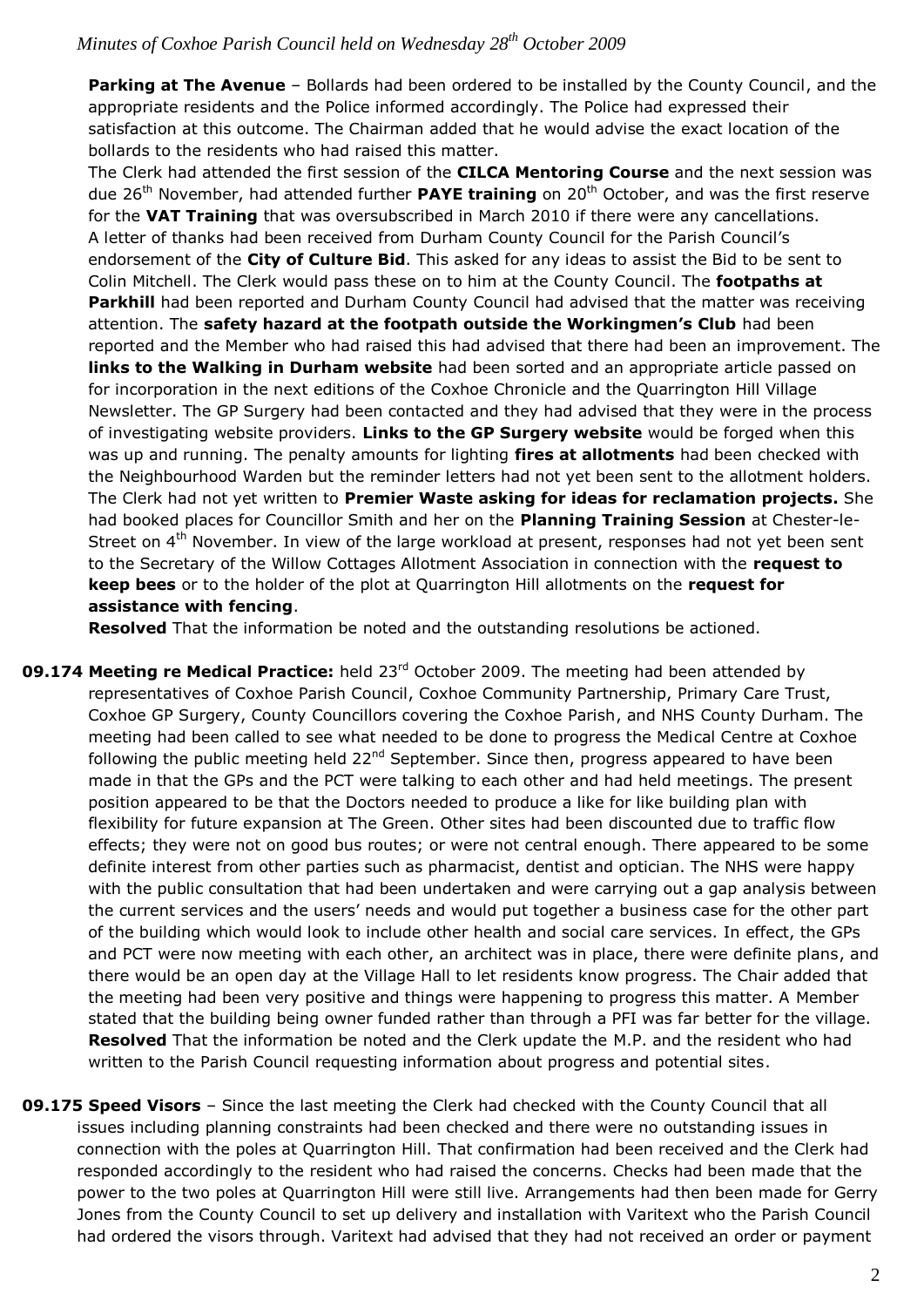**Parking at The Avenue** – Bollards had been ordered to be installed by the County Council, and the appropriate residents and the Police informed accordingly. The Police had expressed their satisfaction at this outcome. The Chairman added that he would advise the exact location of the bollards to the residents who had raised this matter.

The Clerk had attended the first session of the **CILCA Mentoring Course** and the next session was due 26th November, had attended further **PAYE training** on 20th October, and was the first reserve for the **VAT Training** that was oversubscribed in March 2010 if there were any cancellations. A letter of thanks had been received from Durham County Council for the Parish Council's endorsement of the **City of Culture Bid**. This asked for any ideas to assist the Bid to be sent to Colin Mitchell. The Clerk would pass these on to him at the County Council. The **footpaths at Parkhill** had been reported and Durham County Council had advised that the matter was receiving attention. The **safety hazard at the footpath outside the Workingmen's Club** had been reported and the Member who had raised this had advised that there had been an improvement. The **links to the Walking in Durham website** had been sorted and an appropriate article passed on for incorporation in the next editions of the Coxhoe Chronicle and the Quarrington Hill Village Newsletter. The GP Surgery had been contacted and they had advised that they were in the process of investigating website providers. **Links to the GP Surgery website** would be forged when this was up and running. The penalty amounts for lighting **fires at allotments** had been checked with the Neighbourhood Warden but the reminder letters had not yet been sent to the allotment holders. The Clerk had not yet written to **Premier Waste asking for ideas for reclamation projects.** She had booked places for Councillor Smith and her on the **Planning Training Session** at Chester-le-Street on 4th November. In view of the large workload at present, responses had not yet been sent to the Secretary of the Willow Cottages Allotment Association in connection with the **request to keep bees** or to the holder of the plot at Quarrington Hill allotments on the **request for assistance with fencing**.

**Resolved** That the information be noted and the outstanding resolutions be actioned.

**09.174 Meeting re Medical Practice:** held 23rd October 2009. The meeting had been attended by representatives of Coxhoe Parish Council, Coxhoe Community Partnership, Primary Care Trust, Coxhoe GP Surgery, County Councillors covering the Coxhoe Parish, and NHS County Durham. The meeting had been called to see what needed to be done to progress the Medical Centre at Coxhoe following the public meeting held 22nd September. Since then, progress appeared to have been made in that the GPs and the PCT were talking to each other and had held meetings. The present position appeared to be that the Doctors needed to produce a like for like building plan with flexibility for future expansion at The Green. Other sites had been discounted due to traffic flow effects; they were not on good bus routes; or were not central enough. There appeared to be some definite interest from other parties such as pharmacist, dentist and optician. The NHS were happy with the public consultation that had been undertaken and were carrying out a gap analysis between the current services and the users' needs and would put together a business case for the other part of the building which would look to include other health and social care services. In effect, the GPs and PCT were now meeting with each other, an architect was in place, there were definite plans, and there would be an open day at the Village Hall to let residents know progress. The Chair added that the meeting had been very positive and things were happening to progress this matter. A Member stated that the building being owner funded rather than through a PFI was far better for the village.

**Resolved** That the information be noted and the Clerk update the M.P. and the resident who had written to the Parish Council requesting information about progress and potential sites.

**09.175 Speed Visors** – Since the last meeting the Clerk had checked with the County Council that all issues including planning constraints had been checked and there were no outstanding issues in connection with the poles at Quarrington Hill. That confirmation had been received and the Clerk had responded accordingly to the resident who had raised the concerns. Checks had been made that the power to the two poles at Quarrington Hill were still live. Arrangements had then been made for Gerry Jones from the County Council to set up delivery and installation with Varitext who the Parish Council had ordered the visors through. Varitext had advised that they had not received an order or payment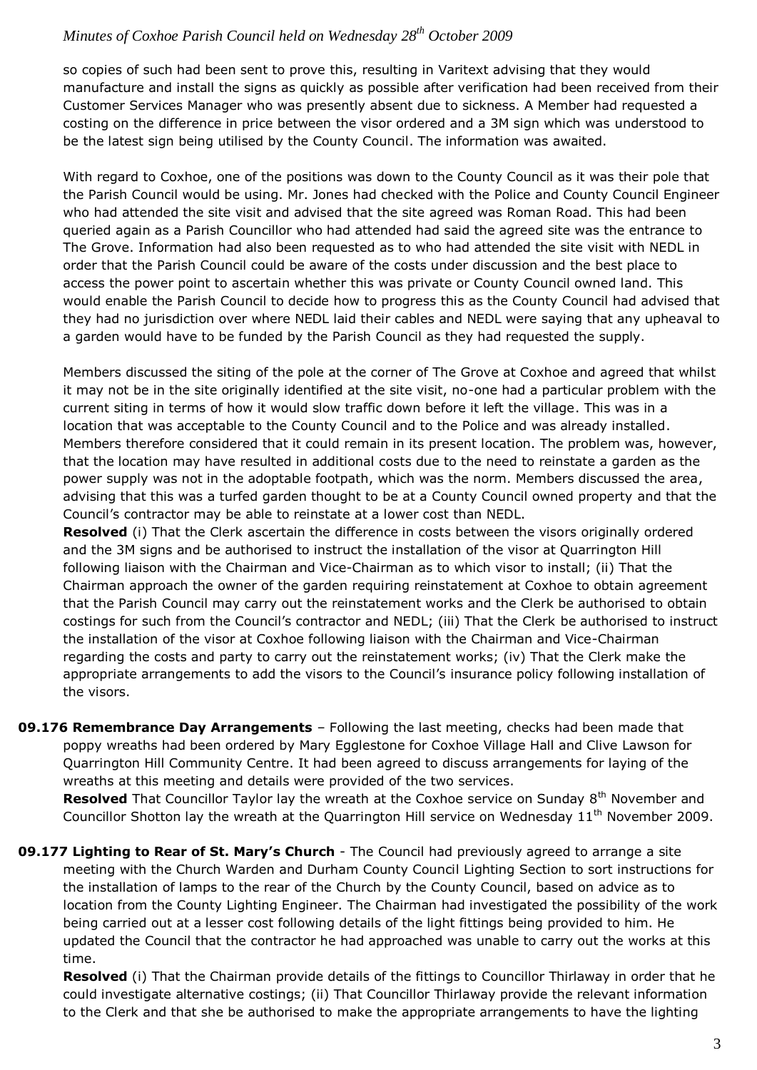so copies of such had been sent to prove this, resulting in Varitext advising that they would manufacture and install the signs as quickly as possible after verification had been received from their Customer Services Manager who was presently absent due to sickness. A Member had requested a costing on the difference in price between the visor ordered and a 3M sign which was understood to be the latest sign being utilised by the County Council. The information was awaited.

With regard to Coxhoe, one of the positions was down to the County Council as it was their pole that the Parish Council would be using. Mr. Jones had checked with the Police and County Council Engineer who had attended the site visit and advised that the site agreed was Roman Road. This had been queried again as a Parish Councillor who had attended had said the agreed site was the entrance to The Grove. Information had also been requested as to who had attended the site visit with NEDL in order that the Parish Council could be aware of the costs under discussion and the best place to access the power point to ascertain whether this was private or County Council owned land. This would enable the Parish Council to decide how to progress this as the County Council had advised that they had no jurisdiction over where NEDL laid their cables and NEDL were saying that any upheaval to a garden would have to be funded by the Parish Council as they had requested the supply.

Members discussed the siting of the pole at the corner of The Grove at Coxhoe and agreed that whilst it may not be in the site originally identified at the site visit, no-one had a particular problem with the current siting in terms of how it would slow traffic down before it left the village. This was in a location that was acceptable to the County Council and to the Police and was already installed. Members therefore considered that it could remain in its present location. The problem was, however, that the location may have resulted in additional costs due to the need to reinstate a garden as the power supply was not in the adoptable footpath, which was the norm. Members discussed the area, advising that this was a turfed garden thought to be at a County Council owned property and that the Council's contractor may be able to reinstate at a lower cost than NEDL.

**Resolved** (i) That the Clerk ascertain the difference in costs between the visors originally ordered and the 3M signs and be authorised to instruct the installation of the visor at Quarrington Hill following liaison with the Chairman and Vice-Chairman as to which visor to install; (ii) That the Chairman approach the owner of the garden requiring reinstatement at Coxhoe to obtain agreement that the Parish Council may carry out the reinstatement works and the Clerk be authorised to obtain costings for such from the Council's contractor and NEDL; (iii) That the Clerk be authorised to instruct the installation of the visor at Coxhoe following liaison with the Chairman and Vice-Chairman regarding the costs and party to carry out the reinstatement works; (iv) That the Clerk make the appropriate arrangements to add the visors to the Council's insurance policy following installation of the visors.

**09.176 Remembrance Day Arrangements** – Following the last meeting, checks had been made that poppy wreaths had been ordered by Mary Egglestone for Coxhoe Village Hall and Clive Lawson for Quarrington Hill Community Centre. It had been agreed to discuss arrangements for laying of the wreaths at this meeting and details were provided of the two services.

**Resolved** That Councillor Taylor lay the wreath at the Coxhoe service on Sunday 8th November and Councillor Shotton lay the wreath at the Quarrington Hill service on Wednesday 11th November 2009.

**09.177 Lighting to Rear of St. Mary's Church** - The Council had previously agreed to arrange a site meeting with the Church Warden and Durham County Council Lighting Section to sort instructions for the installation of lamps to the rear of the Church by the County Council, based on advice as to location from the County Lighting Engineer. The Chairman had investigated the possibility of the work being carried out at a lesser cost following details of the light fittings being provided to him. He updated the Council that the contractor he had approached was unable to carry out the works at this time.

**Resolved** (i) That the Chairman provide details of the fittings to Councillor Thirlaway in order that he could investigate alternative costings; (ii) That Councillor Thirlaway provide the relevant information to the Clerk and that she be authorised to make the appropriate arrangements to have the lighting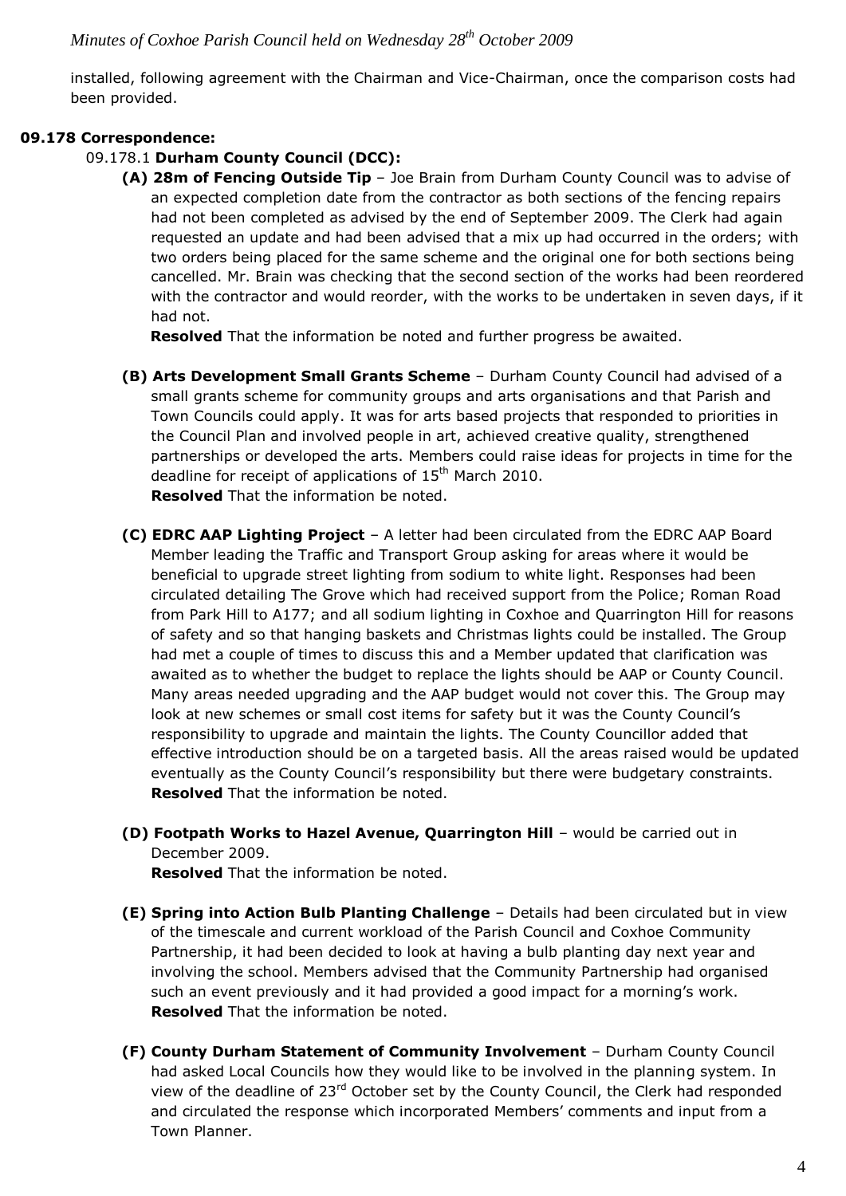installed, following agreement with the Chairman and Vice-Chairman, once the comparison costs had been provided.

**09.178 Correspondence:**

09.178.1 **Durham County Council (DCC):**

**(A) 28m of Fencing Outside Tip** – Joe Brain from Durham County Council was to advise of an expected completion date from the contractor as both sections of the fencing repairs had not been completed as advised by the end of September 2009. The Clerk had again requested an update and had been advised that a mix up had occurred in the orders; with two orders being placed for the same scheme and the original one for both sections being cancelled. Mr. Brain was checking that the second section of the works had been reordered with the contractor and would reorder, with the works to be undertaken in seven days, if it had not.

**Resolved** That the information be noted and further progress be awaited.

**(B) Arts Development Small Grants Scheme** – Durham County Council had advised of a small grants scheme for community groups and arts organisations and that Parish and Town Councils could apply. It was for arts based projects that responded to priorities in the Council Plan and involved people in art, achieved creative quality, strengthened partnerships or developed the arts. Members could raise ideas for projects in time for the deadline for receipt of applications of 15th March 2010.

**Resolved** That the information be noted.

**(C) EDRC AAP Lighting Project** – A letter had been circulated from the EDRC AAP Board Member leading the Traffic and Transport Group asking for areas where it would be beneficial to upgrade street lighting from sodium to white light. Responses had been circulated detailing The Grove which had received support from the Police; Roman Road from Park Hill to A177; and all sodium lighting in Coxhoe and Quarrington Hill for reasons of safety and so that hanging baskets and Christmas lights could be installed. The Group had met a couple of times to discuss this and a Member updated that clarification was awaited as to whether the budget to replace the lights should be AAP or County Council. Many areas needed upgrading and the AAP budget would not cover this. The Group may look at new schemes or small cost items for safety but it was the County Council's responsibility to upgrade and maintain the lights. The County Councillor added that effective introduction should be on a targeted basis. All the areas raised would be updated eventually as the County Council's responsibility but there were budgetary constraints.

**Resolved** That the information be noted.

**(D) Footpath Works to Hazel Avenue, Quarrington Hill** – would be carried out in December 2009.

**Resolved** That the information be noted.

**(E) Spring into Action Bulb Planting Challenge** – Details had been circulated but in view of the timescale and current workload of the Parish Council and Coxhoe Community Partnership, it had been decided to look at having a bulb planting day next year and involving the school. Members advised that the Community Partnership had organised such an event previously and it had provided a good impact for a morning's work.

**Resolved** That the information be noted.

**(F) County Durham Statement of Community Involvement** – Durham County Council had asked Local Councils how they would like to be involved in the planning system. In view of the deadline of 23rd October set by the County Council, the Clerk had responded and circulated the response which incorporated Members' comments and input from a Town Planner.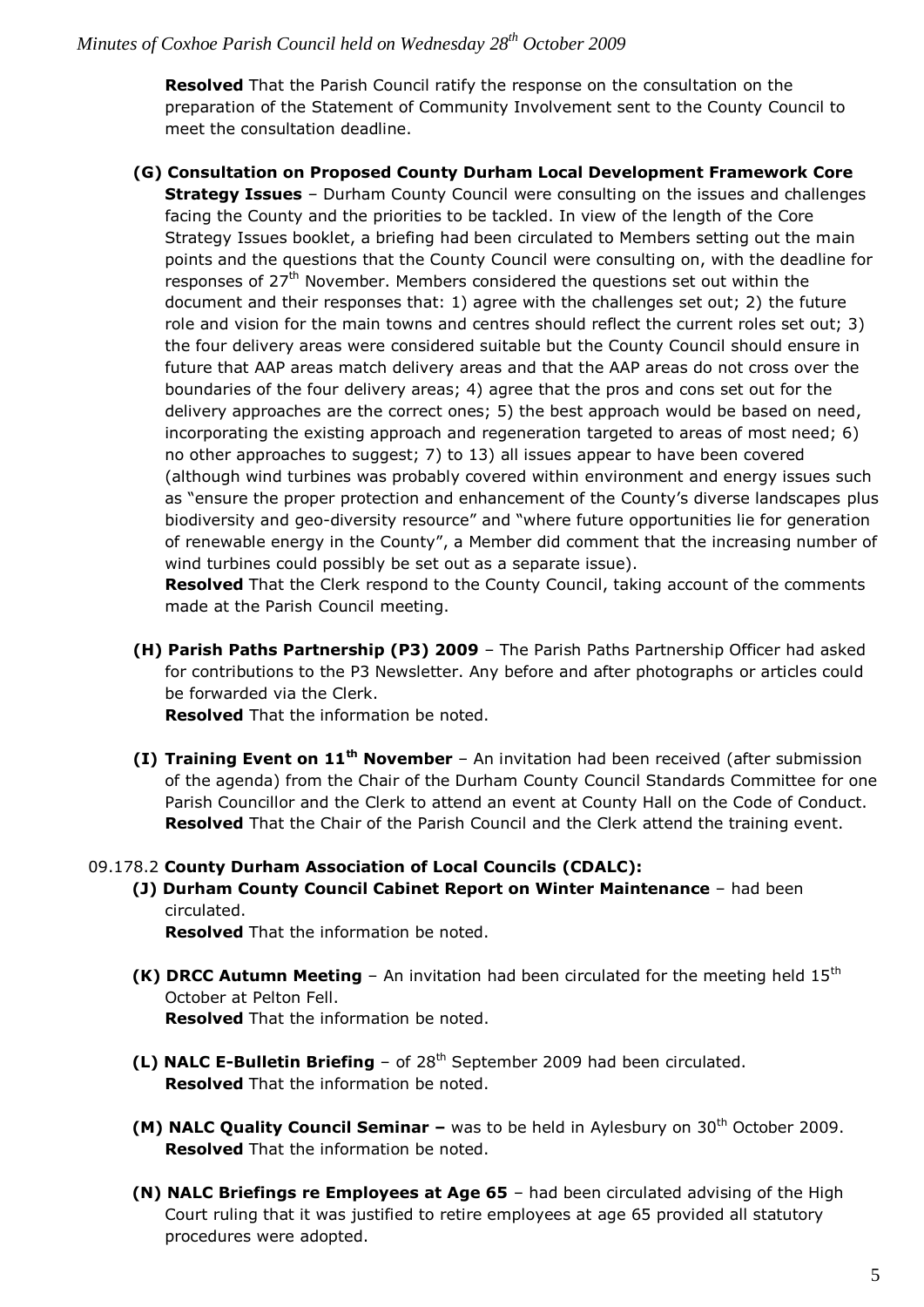**Resolved** That the Parish Council ratify the response on the consultation on the preparation of the Statement of Community Involvement sent to the County Council to meet the consultation deadline.

**(G) Consultation on Proposed County Durham Local Development Framework Core Strategy Issues** – Durham County Council were consulting on the issues and challenges facing the County and the priorities to be tackled. In view of the length of the Core Strategy Issues booklet, a briefing had been circulated to Members setting out the main points and the questions that the County Council were consulting on, with the deadline for responses of 27th November. Members considered the questions set out within the document and their responses that: 1) agree with the challenges set out; 2) the future role and vision for the main towns and centres should reflect the current roles set out; 3) the four delivery areas were considered suitable but the County Council should ensure in future that AAP areas match delivery areas and that the AAP areas do not cross over the boundaries of the four delivery areas; 4) agree that the pros and cons set out for the delivery approaches are the correct ones; 5) the best approach would be based on need, incorporating the existing approach and regeneration targeted to areas of most need; 6) no other approaches to suggest; 7) to 13) all issues appear to have been covered (although wind turbines was probably covered within environment and energy issues such as "ensure the proper protection and enhancement of the County's diverse landscapes plus biodiversity and geo-diversity resource" and "where future opportunities lie for generation of renewable energy in the County", a Member did comment that the increasing number of wind turbines could possibly be set out as a separate issue).
**Resolved** That the Clerk respond to the County Council, taking account of the comments made at the Parish Council meeting.

**(H) Parish Paths Partnership (P3) 2009** – The Parish Paths Partnership Officer had asked for contributions to the P3 Newsletter. Any before and after photographs or articles could be forwarded via the Clerk.
**Resolved** That the information be noted.

**(I) Training Event on 11th November** – An invitation had been received (after submission of the agenda) from the Chair of the Durham County Council Standards Committee for one Parish Councillor and the Clerk to attend an event at County Hall on the Code of Conduct.
**Resolved** That the Chair of the Parish Council and the Clerk attend the training event.

09.178.2 **County Durham Association of Local Councils (CDALC):**

**(J) Durham County Council Cabinet Report on Winter Maintenance** – had been circulated.
**Resolved** That the information be noted.

**(K) DRCC Autumn Meeting** – An invitation had been circulated for the meeting held 15th October at Pelton Fell.
**Resolved** That the information be noted.

**(L) NALC E-Bulletin Briefing** – of 28th September 2009 had been circulated.
**Resolved** That the information be noted.

**(M) NALC Quality Council Seminar –** was to be held in Aylesbury on 30th October 2009.
**Resolved** That the information be noted.

**(N) NALC Briefings re Employees at Age 65** – had been circulated advising of the High Court ruling that it was justified to retire employees at age 65 provided all statutory procedures were adopted.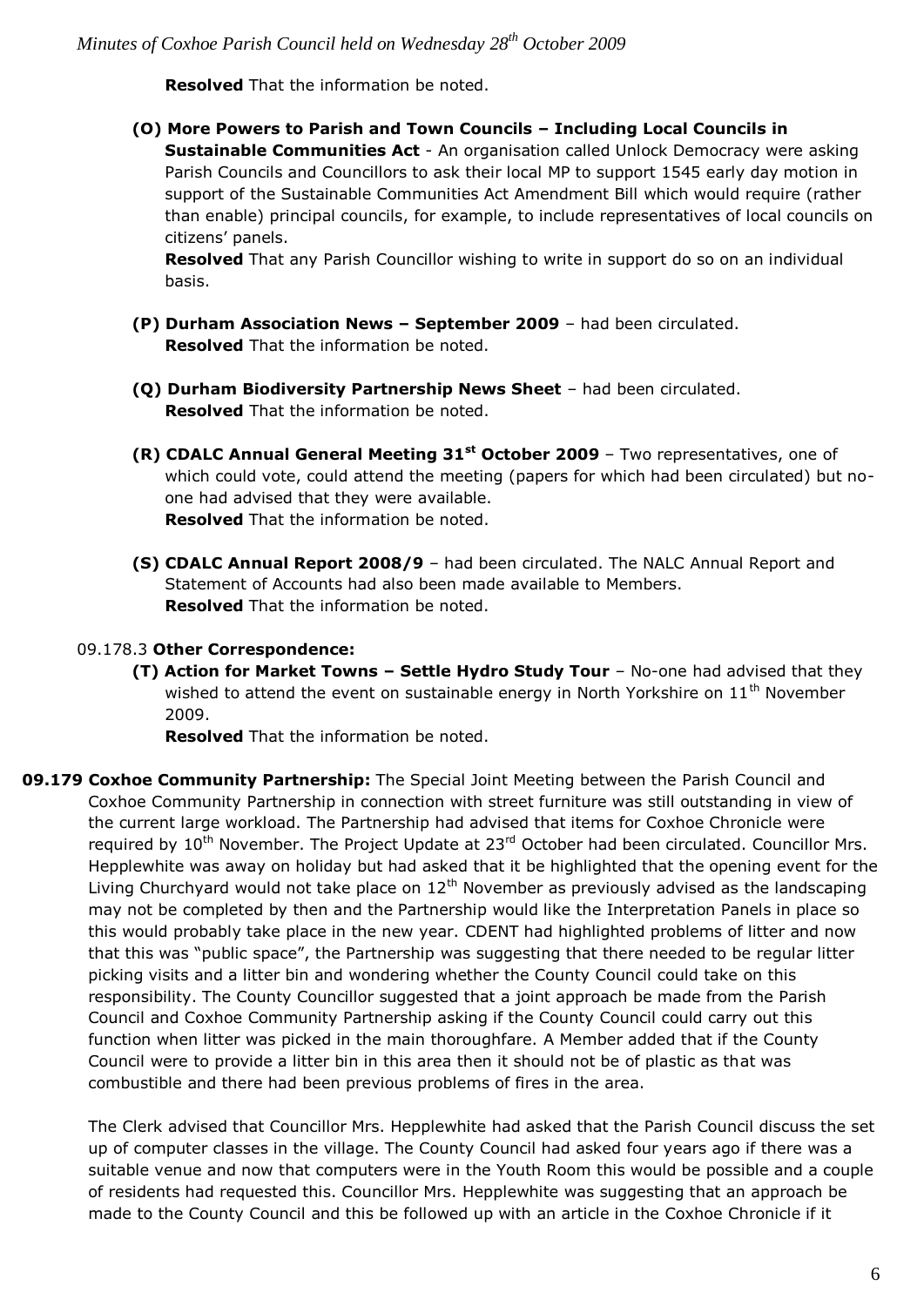**Resolved** That the information be noted.

**(O) More Powers to Parish and Town Councils – Including Local Councils in Sustainable Communities Act** - An organisation called Unlock Democracy were asking Parish Councils and Councillors to ask their local MP to support 1545 early day motion in support of the Sustainable Communities Act Amendment Bill which would require (rather than enable) principal councils, for example, to include representatives of local councils on citizens' panels.
**Resolved** That any Parish Councillor wishing to write in support do so on an individual basis.

**(P) Durham Association News – September 2009** – had been circulated.
**Resolved** That the information be noted.

**(Q) Durham Biodiversity Partnership News Sheet** – had been circulated.
**Resolved** That the information be noted.

**(R) CDALC Annual General Meeting 31st October 2009** – Two representatives, one of which could vote, could attend the meeting (papers for which had been circulated) but no-one had advised that they were available.
**Resolved** That the information be noted.

**(S) CDALC Annual Report 2008/9** – had been circulated. The NALC Annual Report and Statement of Accounts had also been made available to Members.
**Resolved** That the information be noted.

09.178.3 **Other Correspondence:**

**(T) Action for Market Towns – Settle Hydro Study Tour** – No-one had advised that they wished to attend the event on sustainable energy in North Yorkshire on 11th November 2009.
**Resolved** That the information be noted.

**09.179 Coxhoe Community Partnership:** The Special Joint Meeting between the Parish Council and Coxhoe Community Partnership in connection with street furniture was still outstanding in view of the current large workload. The Partnership had advised that items for Coxhoe Chronicle were required by 10th November. The Project Update at 23rd October had been circulated. Councillor Mrs. Hepplewhite was away on holiday but had asked that it be highlighted that the opening event for the Living Churchyard would not take place on 12th November as previously advised as the landscaping may not be completed by then and the Partnership would like the Interpretation Panels in place so this would probably take place in the new year. CDENT had highlighted problems of litter and now that this was "public space", the Partnership was suggesting that there needed to be regular litter picking visits and a litter bin and wondering whether the County Council could take on this responsibility. The County Councillor suggested that a joint approach be made from the Parish Council and Coxhoe Community Partnership asking if the County Council could carry out this function when litter was picked in the main thoroughfare. A Member added that if the County Council were to provide a litter bin in this area then it should not be of plastic as that was combustible and there had been previous problems of fires in the area.

The Clerk advised that Councillor Mrs. Hepplewhite had asked that the Parish Council discuss the set up of computer classes in the village. The County Council had asked four years ago if there was a suitable venue and now that computers were in the Youth Room this would be possible and a couple of residents had requested this. Councillor Mrs. Hepplewhite was suggesting that an approach be made to the County Council and this be followed up with an article in the Coxhoe Chronicle if it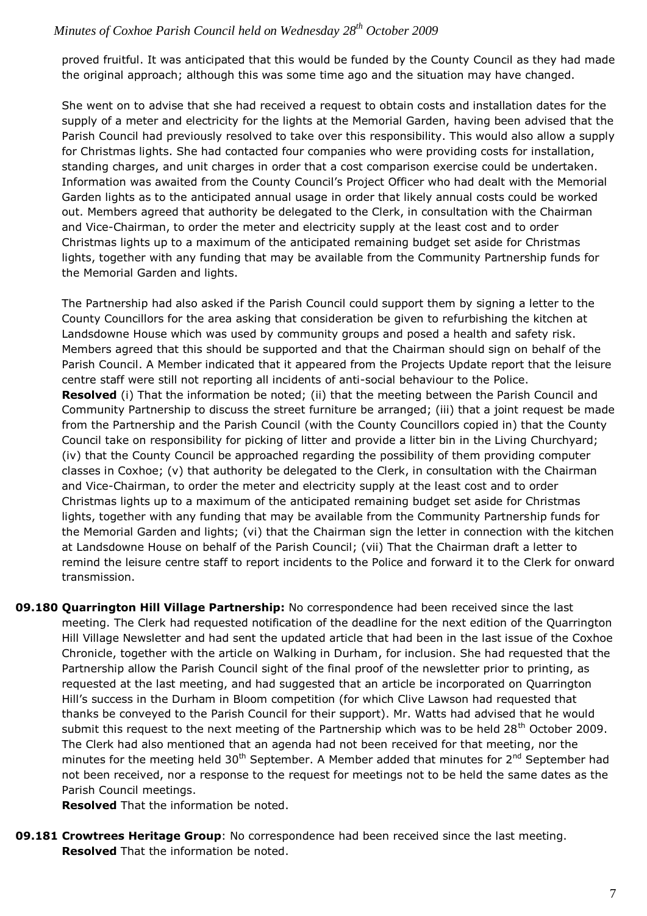proved fruitful. It was anticipated that this would be funded by the County Council as they had made the original approach; although this was some time ago and the situation may have changed.

She went on to advise that she had received a request to obtain costs and installation dates for the supply of a meter and electricity for the lights at the Memorial Garden, having been advised that the Parish Council had previously resolved to take over this responsibility. This would also allow a supply for Christmas lights. She had contacted four companies who were providing costs for installation, standing charges, and unit charges in order that a cost comparison exercise could be undertaken. Information was awaited from the County Council's Project Officer who had dealt with the Memorial Garden lights as to the anticipated annual usage in order that likely annual costs could be worked out. Members agreed that authority be delegated to the Clerk, in consultation with the Chairman and Vice-Chairman, to order the meter and electricity supply at the least cost and to order Christmas lights up to a maximum of the anticipated remaining budget set aside for Christmas lights, together with any funding that may be available from the Community Partnership funds for the Memorial Garden and lights.

The Partnership had also asked if the Parish Council could support them by signing a letter to the County Councillors for the area asking that consideration be given to refurbishing the kitchen at Landsdowne House which was used by community groups and posed a health and safety risk. Members agreed that this should be supported and that the Chairman should sign on behalf of the Parish Council. A Member indicated that it appeared from the Projects Update report that the leisure centre staff were still not reporting all incidents of anti-social behaviour to the Police.
**Resolved** (i) That the information be noted; (ii) that the meeting between the Parish Council and Community Partnership to discuss the street furniture be arranged; (iii) that a joint request be made from the Partnership and the Parish Council (with the County Councillors copied in) that the County Council take on responsibility for picking of litter and provide a litter bin in the Living Churchyard; (iv) that the County Council be approached regarding the possibility of them providing computer classes in Coxhoe; (v) that authority be delegated to the Clerk, in consultation with the Chairman and Vice-Chairman, to order the meter and electricity supply at the least cost and to order Christmas lights up to a maximum of the anticipated remaining budget set aside for Christmas lights, together with any funding that may be available from the Community Partnership funds for the Memorial Garden and lights; (vi) that the Chairman sign the letter in connection with the kitchen at Landsdowne House on behalf of the Parish Council; (vii) That the Chairman draft a letter to remind the leisure centre staff to report incidents to the Police and forward it to the Clerk for onward transmission.

**09.180 Quarrington Hill Village Partnership:** No correspondence had been received since the last meeting. The Clerk had requested notification of the deadline for the next edition of the Quarrington Hill Village Newsletter and had sent the updated article that had been in the last issue of the Coxhoe Chronicle, together with the article on Walking in Durham, for inclusion. She had requested that the Partnership allow the Parish Council sight of the final proof of the newsletter prior to printing, as requested at the last meeting, and had suggested that an article be incorporated on Quarrington Hill's success in the Durham in Bloom competition (for which Clive Lawson had requested that thanks be conveyed to the Parish Council for their support). Mr. Watts had advised that he would submit this request to the next meeting of the Partnership which was to be held 28th October 2009. The Clerk had also mentioned that an agenda had not been received for that meeting, nor the minutes for the meeting held 30th September. A Member added that minutes for 2nd September had not been received, nor a response to the request for meetings not to be held the same dates as the Parish Council meetings.
**Resolved** That the information be noted.

**09.181 Crowtrees Heritage Group**: No correspondence had been received since the last meeting.
**Resolved** That the information be noted.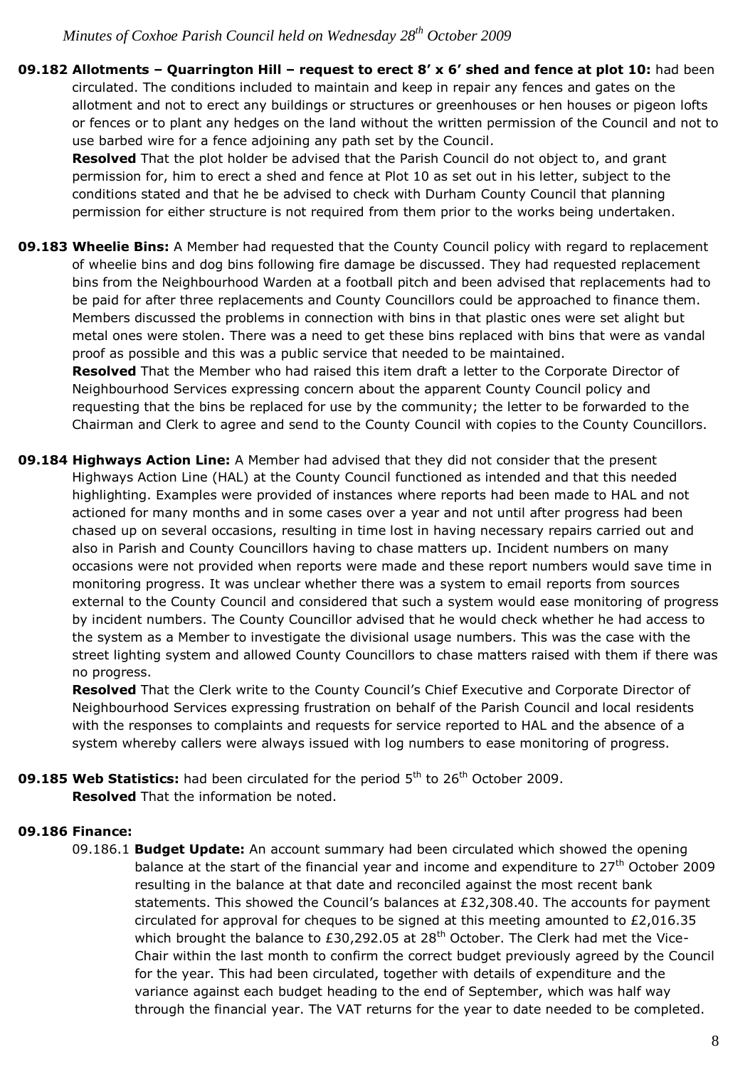**09.182 Allotments – Quarrington Hill – request to erect 8' x 6' shed and fence at plot 10:** had been circulated. The conditions included to maintain and keep in repair any fences and gates on the allotment and not to erect any buildings or structures or greenhouses or hen houses or pigeon lofts or fences or to plant any hedges on the land without the written permission of the Council and not to use barbed wire for a fence adjoining any path set by the Council.

**Resolved** That the plot holder be advised that the Parish Council do not object to, and grant permission for, him to erect a shed and fence at Plot 10 as set out in his letter, subject to the conditions stated and that he be advised to check with Durham County Council that planning permission for either structure is not required from them prior to the works being undertaken.

**09.183 Wheelie Bins:** A Member had requested that the County Council policy with regard to replacement of wheelie bins and dog bins following fire damage be discussed. They had requested replacement bins from the Neighbourhood Warden at a football pitch and been advised that replacements had to be paid for after three replacements and County Councillors could be approached to finance them. Members discussed the problems in connection with bins in that plastic ones were set alight but metal ones were stolen. There was a need to get these bins replaced with bins that were as vandal proof as possible and this was a public service that needed to be maintained.

**Resolved** That the Member who had raised this item draft a letter to the Corporate Director of Neighbourhood Services expressing concern about the apparent County Council policy and requesting that the bins be replaced for use by the community; the letter to be forwarded to the Chairman and Clerk to agree and send to the County Council with copies to the County Councillors.

**09.184 Highways Action Line:** A Member had advised that they did not consider that the present Highways Action Line (HAL) at the County Council functioned as intended and that this needed highlighting. Examples were provided of instances where reports had been made to HAL and not actioned for many months and in some cases over a year and not until after progress had been chased up on several occasions, resulting in time lost in having necessary repairs carried out and also in Parish and County Councillors having to chase matters up. Incident numbers on many occasions were not provided when reports were made and these report numbers would save time in monitoring progress. It was unclear whether there was a system to email reports from sources external to the County Council and considered that such a system would ease monitoring of progress by incident numbers. The County Councillor advised that he would check whether he had access to the system as a Member to investigate the divisional usage numbers. This was the case with the street lighting system and allowed County Councillors to chase matters raised with them if there was no progress.

**Resolved** That the Clerk write to the County Council's Chief Executive and Corporate Director of Neighbourhood Services expressing frustration on behalf of the Parish Council and local residents with the responses to complaints and requests for service reported to HAL and the absence of a system whereby callers were always issued with log numbers to ease monitoring of progress.

**09.185 Web Statistics:** had been circulated for the period 5th to 26th October 2009.

**Resolved** That the information be noted.

**09.186 Finance:**

09.186.1 **Budget Update:** An account summary had been circulated which showed the opening balance at the start of the financial year and income and expenditure to 27th October 2009 resulting in the balance at that date and reconciled against the most recent bank statements. This showed the Council's balances at £32,308.40. The accounts for payment circulated for approval for cheques to be signed at this meeting amounted to £2,016.35 which brought the balance to £30,292.05 at 28th October. The Clerk had met the Vice-Chair within the last month to confirm the correct budget previously agreed by the Council for the year. This had been circulated, together with details of expenditure and the variance against each budget heading to the end of September, which was half way through the financial year. The VAT returns for the year to date needed to be completed.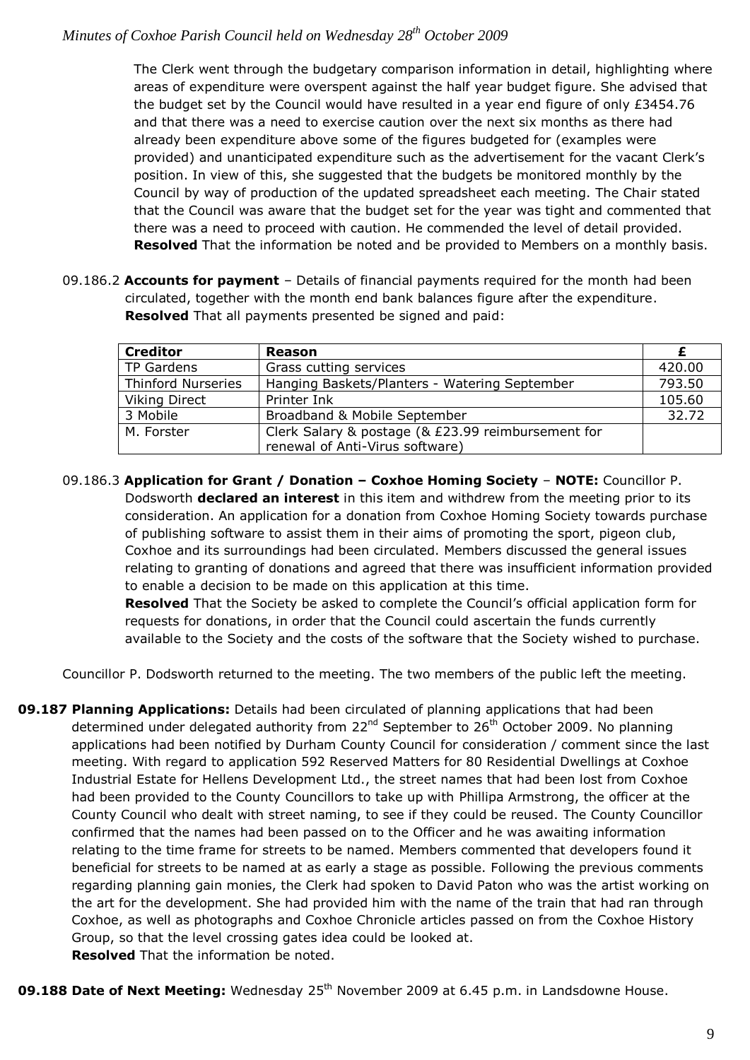The Clerk went through the budgetary comparison information in detail, highlighting where areas of expenditure were overspent against the half year budget figure. She advised that the budget set by the Council would have resulted in a year end figure of only £3454.76 and that there was a need to exercise caution over the next six months as there had already been expenditure above some of the figures budgeted for (examples were provided) and unanticipated expenditure such as the advertisement for the vacant Clerk's position. In view of this, she suggested that the budgets be monitored monthly by the Council by way of production of the updated spreadsheet each meeting. The Chair stated that the Council was aware that the budget set for the year was tight and commented that there was a need to proceed with caution. He commended the level of detail provided. **Resolved** That the information be noted and be provided to Members on a monthly basis.

09.186.2 **Accounts for payment** – Details of financial payments required for the month had been circulated, together with the month end bank balances figure after the expenditure. **Resolved** That all payments presented be signed and paid:

| Creditor | Reason | £ |
|---|---|---|
| TP Gardens | Grass cutting services | 420.00 |
| Thinford Nurseries | Hanging Baskets/Planters - Watering September | 793.50 |
| Viking Direct | Printer Ink | 105.60 |
| 3 Mobile | Broadband & Mobile September | 32.72 |
| M. Forster | Clerk Salary & postage (& £23.99 reimbursement for renewal of Anti-Virus software) | |

09.186.3 **Application for Grant / Donation – Coxhoe Homing Society** – **NOTE:** Councillor P. Dodsworth **declared an interest** in this item and withdrew from the meeting prior to its consideration. An application for a donation from Coxhoe Homing Society towards purchase of publishing software to assist them in their aims of promoting the sport, pigeon club, Coxhoe and its surroundings had been circulated. Members discussed the general issues relating to granting of donations and agreed that there was insufficient information provided to enable a decision to be made on this application at this time.
**Resolved** That the Society be asked to complete the Council's official application form for requests for donations, in order that the Council could ascertain the funds currently available to the Society and the costs of the software that the Society wished to purchase.

Councillor P. Dodsworth returned to the meeting. The two members of the public left the meeting.

**09.187 Planning Applications:** Details had been circulated of planning applications that had been determined under delegated authority from 22nd September to 26th October 2009. No planning applications had been notified by Durham County Council for consideration / comment since the last meeting. With regard to application 592 Reserved Matters for 80 Residential Dwellings at Coxhoe Industrial Estate for Hellens Development Ltd., the street names that had been lost from Coxhoe had been provided to the County Councillors to take up with Phillipa Armstrong, the officer at the County Council who dealt with street naming, to see if they could be reused. The County Councillor confirmed that the names had been passed on to the Officer and he was awaiting information relating to the time frame for streets to be named. Members commented that developers found it beneficial for streets to be named at as early a stage as possible. Following the previous comments regarding planning gain monies, the Clerk had spoken to David Paton who was the artist working on the art for the development. She had provided him with the name of the train that had ran through Coxhoe, as well as photographs and Coxhoe Chronicle articles passed on from the Coxhoe History Group, so that the level crossing gates idea could be looked at.
**Resolved** That the information be noted.

**09.188 Date of Next Meeting:** Wednesday 25th November 2009 at 6.45 p.m. in Landsdowne House.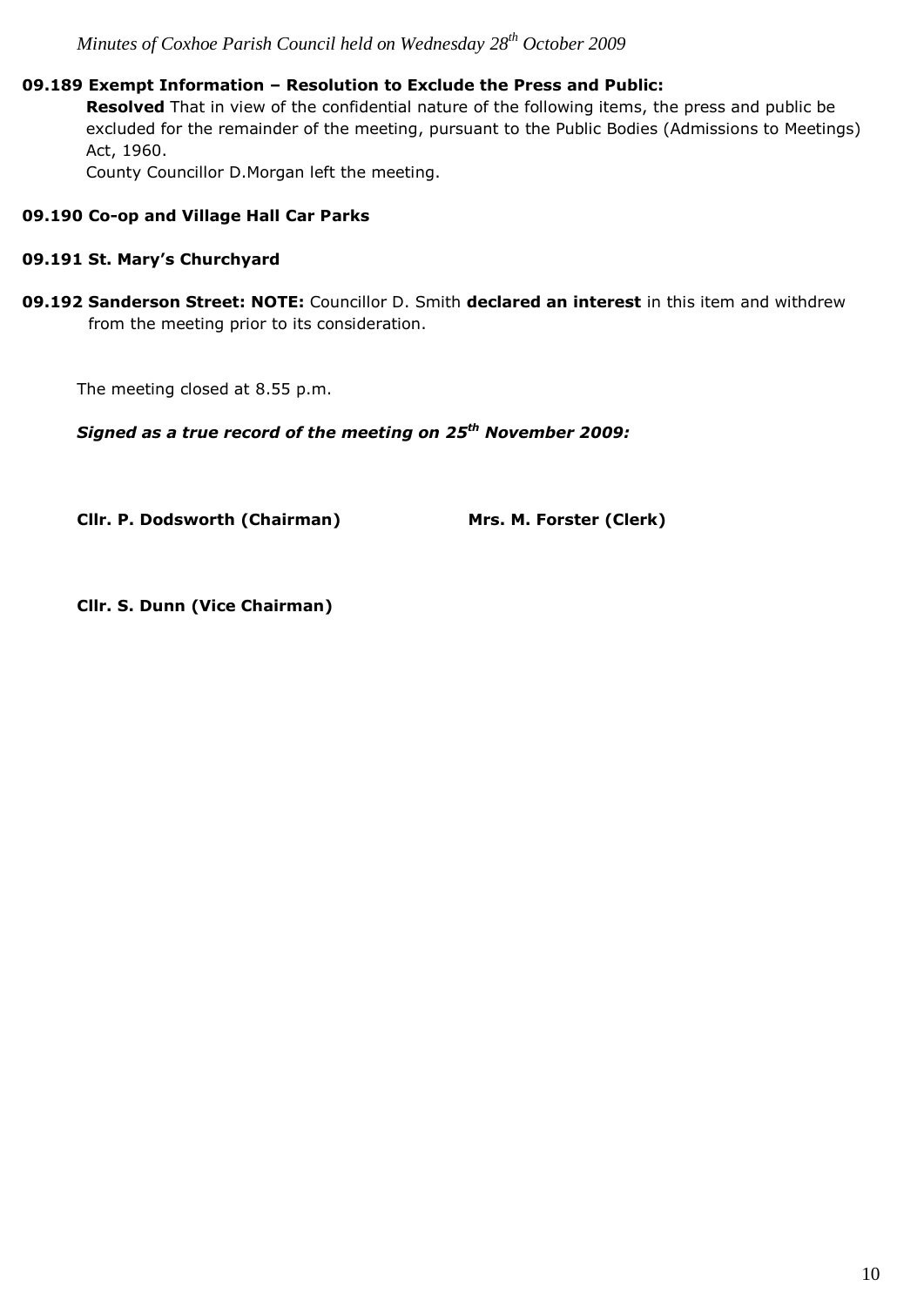**09.189 Exempt Information – Resolution to Exclude the Press and Public:**

**Resolved** That in view of the confidential nature of the following items, the press and public be excluded for the remainder of the meeting, pursuant to the Public Bodies (Admissions to Meetings) Act, 1960.

County Councillor D.Morgan left the meeting.

**09.190 Co-op and Village Hall Car Parks**

**09.191 St. Mary's Churchyard**

**09.192 Sanderson Street: NOTE:** Councillor D. Smith **declared an interest** in this item and withdrew from the meeting prior to its consideration.

The meeting closed at 8.55 p.m.

***Signed as a true record of the meeting on 25th November 2009:***

**Cllr. P. Dodsworth (Chairman)** **Mrs. M. Forster (Clerk)**

**Cllr. S. Dunn (Vice Chairman)**